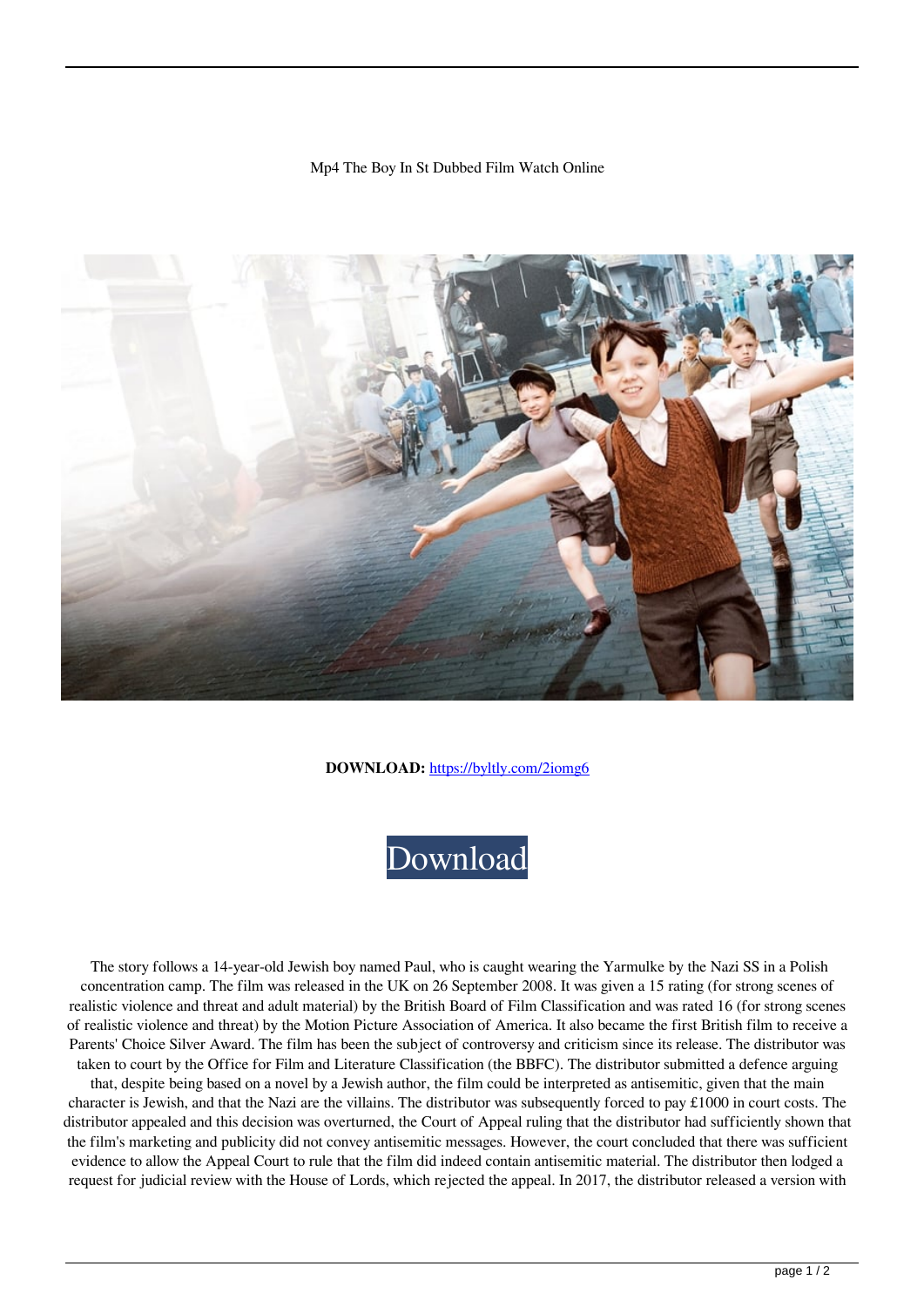Mp4 The Boy In St Dubbed Film Watch Online

**DOWNLOAD:** https://byltly.com/2iomg6

Download

The story follows a 14-year-old Jewish boy named Paul, who is caught wearing the Yarmulke by the Nazi SS in a Polish concentration camp. The film was released in the UK on 26 September 2008. It was given a 15 rating (for strong scenes of realistic violence and threat and adult material) by the British Board of Film Classification and was rated 16 (for strong scenes of realistic violence and threat) by the Motion Picture Association of America. It also became the first British film to receive a Parents' Choice Silver Award. The film has been the subject of controversy and criticism since its release. The distributor was taken to court by the Office for Film and Literature Classification (the BBFC). The distributor submitted a defence arguing that, despite being based on a novel by a Jewish author, the film could be interpreted as antisemitic, given that the main character is Jewish, and that the Nazi are the villains. The distributor was subsequently forced to pay £1000 in court costs. The distributor appealed and this decision was overturned, the Court of Appeal ruling that the distributor had sufficiently shown that the film's marketing and publicity did not convey antisemitic messages. However, the court concluded that there was sufficient evidence to allow the Appeal Court to rule that the film did indeed contain antisemitic material. The distributor then lodged a request for judicial review with the House of Lords, which rejected the appeal. In 2017, the distributor released a version with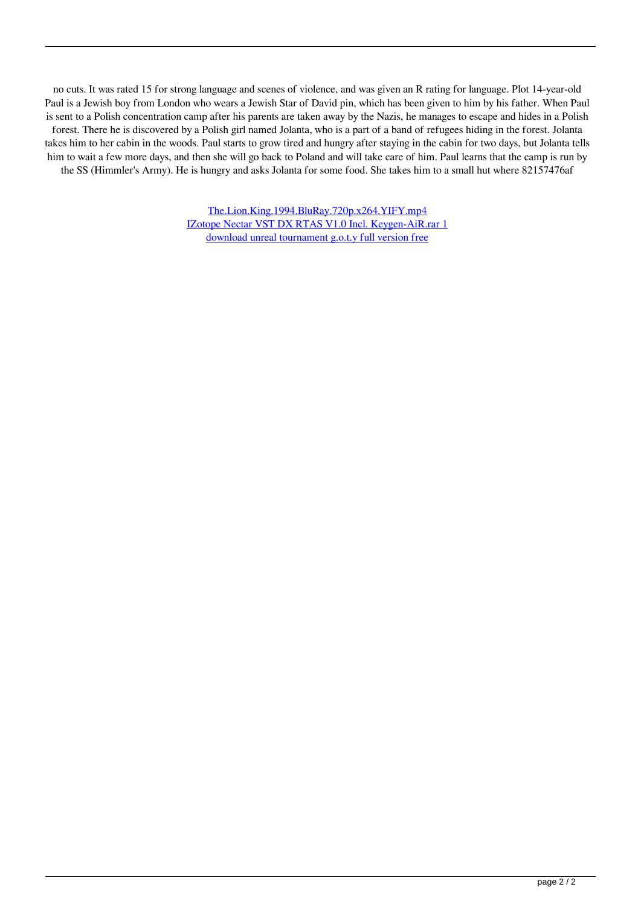no cuts. It was rated 15 for strong language and scenes of violence, and was given an R rating for language. Plot 14-year-old Paul is a Jewish boy from London who wears a Jewish Star of David pin, which has been given to him by his father. When Paul is sent to a Polish concentration camp after his parents are taken away by the Nazis, he manages to escape and hides in a Polish forest. There he is discovered by a Polish girl named Jolanta, who is a part of a band of refugees hiding in the forest. Jolanta takes him to her cabin in the woods. Paul starts to grow tired and hungry after staying in the cabin for two days, but Jolanta tells him to wait a few more days, and then she will go back to Poland and will take care of him. Paul learns that the camp is run by the SS (Himmler's Army). He is hungry and asks Jolanta for some food. She takes him to a small hut where 82157476af

The.Lion.King.1994.BluRay.720p.x264.YIFY.mp4
IZotope Nectar VST DX RTAS V1.0 Incl. Keygen-AiR.rar 1
download unreal tournament g.o.t.y full version free